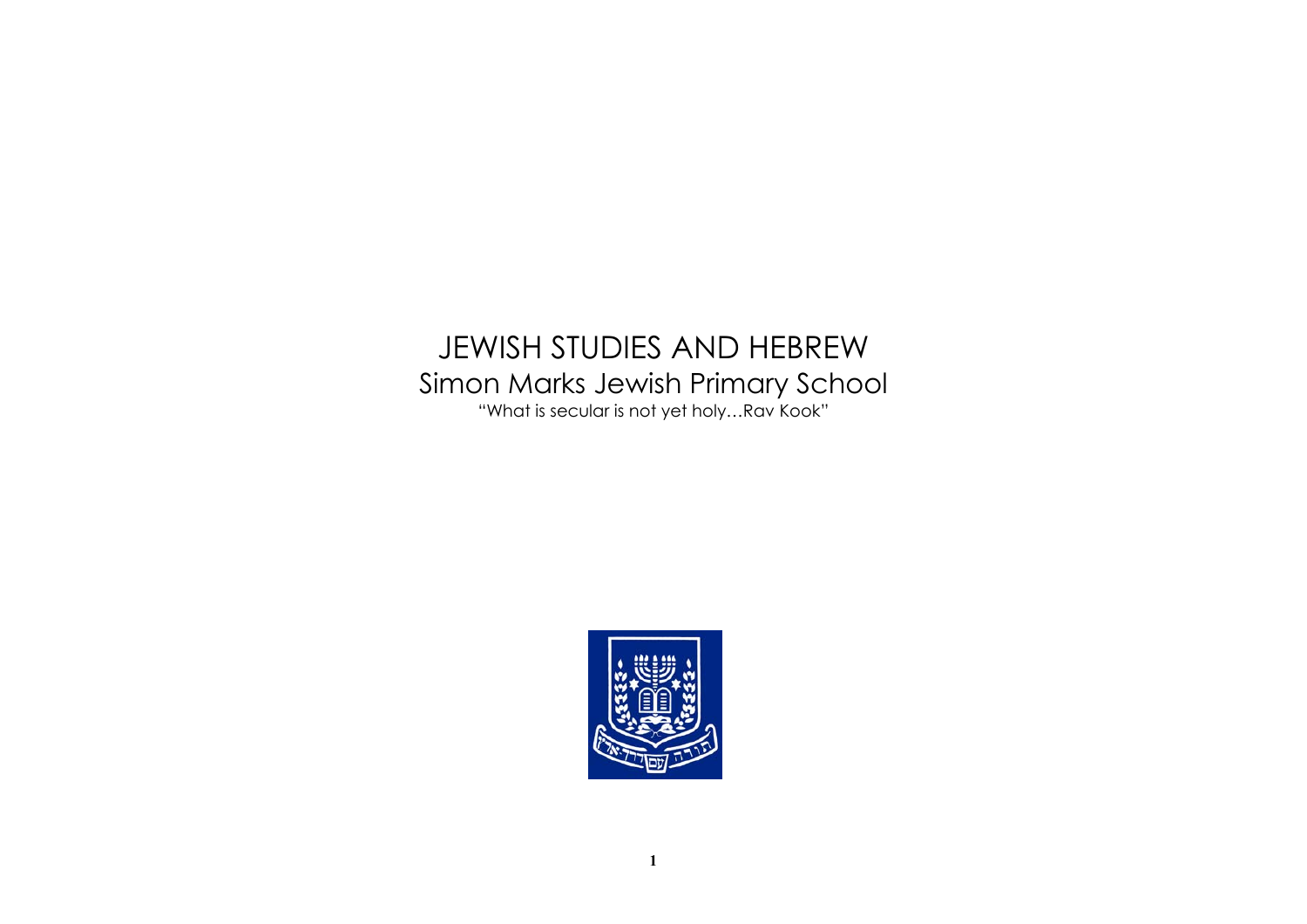# JEWISH STUDIES AND HEBREW

## Simon Marks Jewish Primary School

"What is secular is not yet holy…Rav Kook"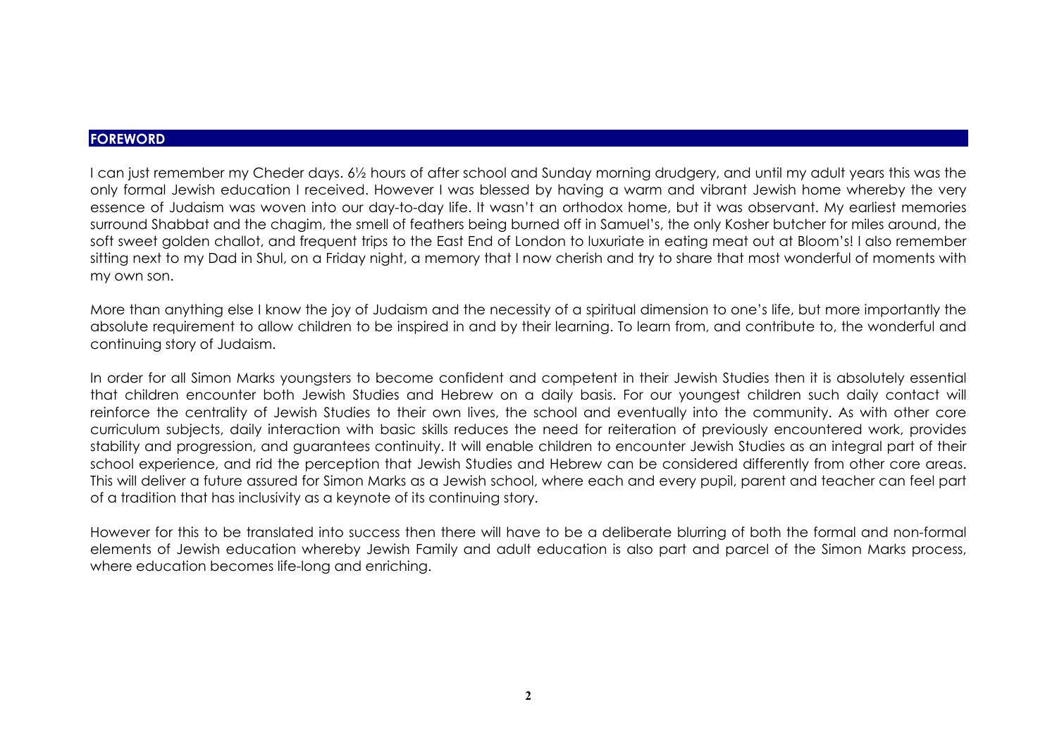## FOREWORD

I can just remember my Cheder days. 6½ hours of after school and Sunday morning drudgery, and until my adult years this was the only formal Jewish education I received. However I was blessed by having a warm and vibrant Jewish home whereby the very essence of Judaism was woven into our day-to-day life. It wasn't an orthodox home, but it was observant. My earliest memories surround Shabbat and the chagim, the smell of feathers being burned off in Samuel's, the only Kosher butcher for miles around, the soft sweet golden challot, and frequent trips to the East End of London to luxuriate in eating meat out at Bloom's! I also remember sitting next to my Dad in Shul, on a Friday night, a memory that I now cherish and try to share that most wonderful of moments with my own son.

More than anything else I know the joy of Judaism and the necessity of a spiritual dimension to one's life, but more importantly the absolute requirement to allow children to be inspired in and by their learning. To learn from, and contribute to, the wonderful and continuing story of Judaism.

In order for all Simon Marks youngsters to become confident and competent in their Jewish Studies then it is absolutely essential that children encounter both Jewish Studies and Hebrew on a daily basis. For our youngest children such daily contact will reinforce the centrality of Jewish Studies to their own lives, the school and eventually into the community. As with other core curriculum subjects, daily interaction with basic skills reduces the need for reiteration of previously encountered work, provides stability and progression, and guarantees continuity. It will enable children to encounter Jewish Studies as an integral part of their school experience, and rid the perception that Jewish Studies and Hebrew can be considered differently from other core areas. This will deliver a future assured for Simon Marks as a Jewish school, where each and every pupil, parent and teacher can feel part of a tradition that has inclusivity as a keynote of its continuing story.

However for this to be translated into success then there will have to be a deliberate blurring of both the formal and non-formal elements of Jewish education whereby Jewish Family and adult education is also part and parcel of the Simon Marks process, where education becomes life-long and enriching.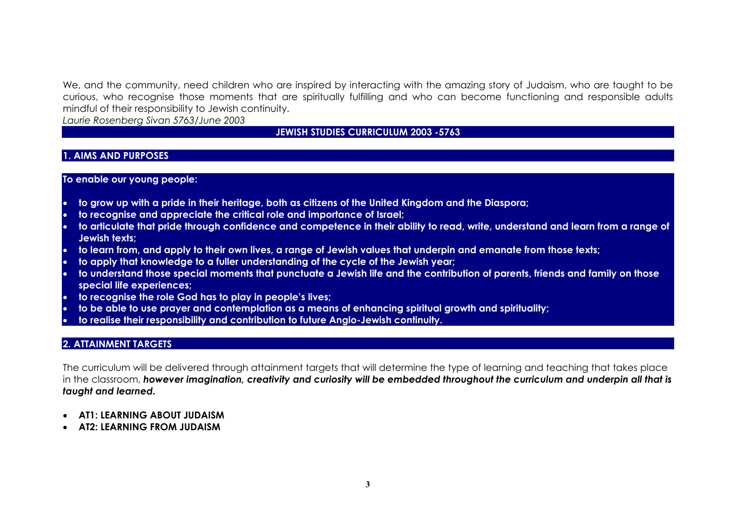We, and the community, need children who are inspired by interacting with the amazing story of Judaism, who are taught to be curious, who recognise those moments that are spiritually fulfilling and who can become functioning and responsible adults mindful of their responsibility to Jewish continuity.

*Laurie Rosenberg Sivan 5763/June 2003*

# JEWISH STUDIES CURRICULUM 2003 -5763

## 1. AIMS AND PURPOSES

**To enable our young people:**

- **to grow up with a pride in their heritage, both as citizens of the United Kingdom and the Diaspora;**
- **to recognise and appreciate the critical role and importance of Israel;**
- **to articulate that pride through confidence and competence in their ability to read, write, understand and learn from a range of Jewish texts;**
- **to learn from, and apply to their own lives, a range of Jewish values that underpin and emanate from those texts;**
- **to apply that knowledge to a fuller understanding of the cycle of the Jewish year;**
- **to understand those special moments that punctuate a Jewish life and the contribution of parents, friends and family on those special life experiences;**
- **to recognise the role God has to play in people's lives;**
- **to be able to use prayer and contemplation as a means of enhancing spiritual growth and spirituality;**
- **to realise their responsibility and contribution to future Anglo-Jewish continuity.**

## 2. ATTAINMENT TARGETS

The curriculum will be delivered through attainment targets that will determine the type of learning and teaching that takes place in the classroom, ***however imagination, creativity and curiosity will be embedded throughout the curriculum and underpin all that is taught and learned.***

- **AT1: LEARNING ABOUT JUDAISM**
- **AT2: LEARNING FROM JUDAISM**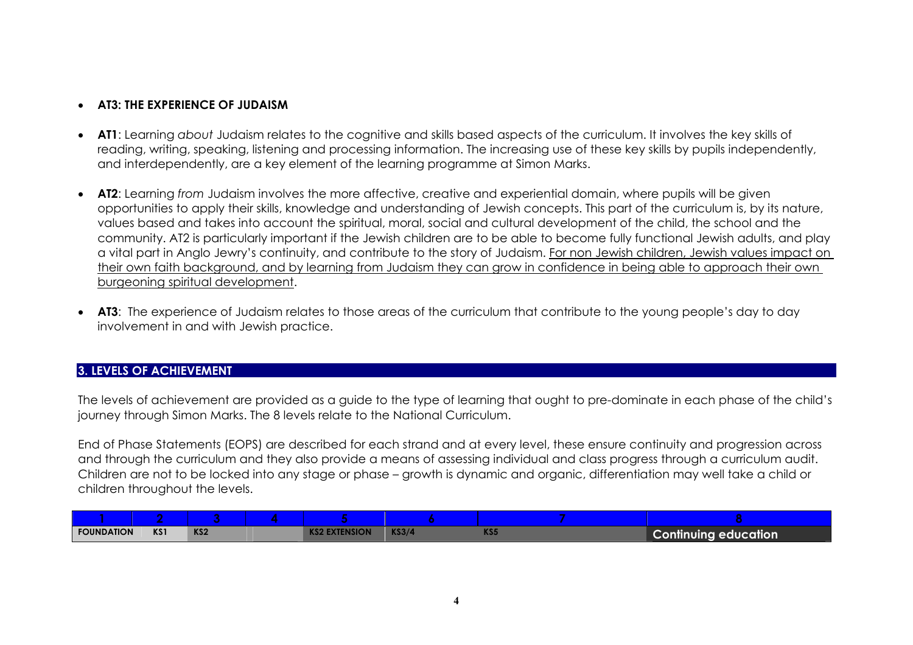- **AT3: THE EXPERIENCE OF JUDAISM**

- **AT1**: Learning *about* Judaism relates to the cognitive and skills based aspects of the curriculum. It involves the key skills of reading, writing, speaking, listening and processing information. The increasing use of these key skills by pupils independently, and interdependently, are a key element of the learning programme at Simon Marks.

- **AT2**: Learning *from* Judaism involves the more affective, creative and experiential domain, where pupils will be given opportunities to apply their skills, knowledge and understanding of Jewish concepts. This part of the curriculum is, by its nature, values based and takes into account the spiritual, moral, social and cultural development of the child, the school and the community. AT2 is particularly important if the Jewish children are to be able to become fully functional Jewish adults, and play a vital part in Anglo Jewry's continuity, and contribute to the story of Judaism. For non Jewish children, Jewish values impact on their own faith background, and by learning from Judaism they can grow in confidence in being able to approach their own burgeoning spiritual development.

- **AT3**: The experience of Judaism relates to those areas of the curriculum that contribute to the young people's day to day involvement in and with Jewish practice.

## 3. LEVELS OF ACHIEVEMENT

The levels of achievement are provided as a guide to the type of learning that ought to pre-dominate in each phase of the child's journey through Simon Marks. The 8 levels relate to the National Curriculum.

End of Phase Statements (EOPS) are described for each strand and at every level, these ensure continuity and progression across and through the curriculum and they also provide a means of assessing individual and class progress through a curriculum audit. Children are not to be locked into any stage or phase – growth is dynamic and organic, differentiation may well take a child or children throughout the levels.

| 1 | 2 | 3 | 4 | 5 | 6 | 7 | 8 |
|---|---|---|---|---|---|---|---|
| FOUNDATION | KS1 | KS2 | | KS2 EXTENSION | KS3/4 | KS5 | Continuing education |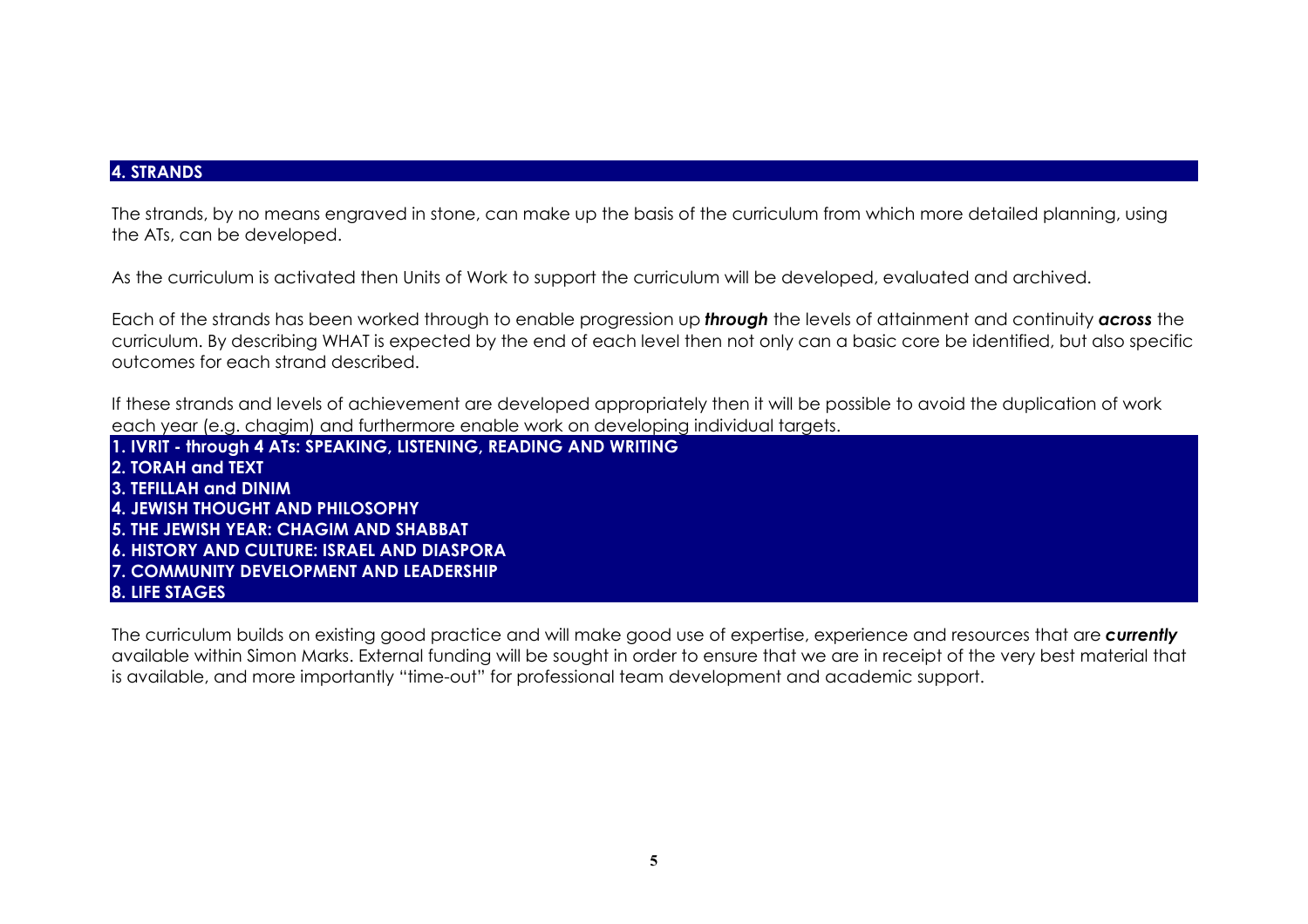## 4. STRANDS

The strands, by no means engraved in stone, can make up the basis of the curriculum from which more detailed planning, using the ATs, can be developed.

As the curriculum is activated then Units of Work to support the curriculum will be developed, evaluated and archived.

Each of the strands has been worked through to enable progression up ***through*** the levels of attainment and continuity ***across*** the curriculum. By describing WHAT is expected by the end of each level then not only can a basic core be identified, but also specific outcomes for each strand described.

If these strands and levels of achievement are developed appropriately then it will be possible to avoid the duplication of work each year (e.g. chagim) and furthermore enable work on developing individual targets.

**1. IVRIT - through 4 ATs: SPEAKING, LISTENING, READING AND WRITING**
**2. TORAH and TEXT**
**3. TEFILLAH and DINIM**
**4. JEWISH THOUGHT AND PHILOSOPHY**
**5. THE JEWISH YEAR: CHAGIM AND SHABBAT**
**6. HISTORY AND CULTURE: ISRAEL AND DIASPORA**
**7. COMMUNITY DEVELOPMENT AND LEADERSHIP**
**8. LIFE STAGES**

The curriculum builds on existing good practice and will make good use of expertise, experience and resources that are ***currently*** available within Simon Marks. External funding will be sought in order to ensure that we are in receipt of the very best material that is available, and more importantly "time-out" for professional team development and academic support.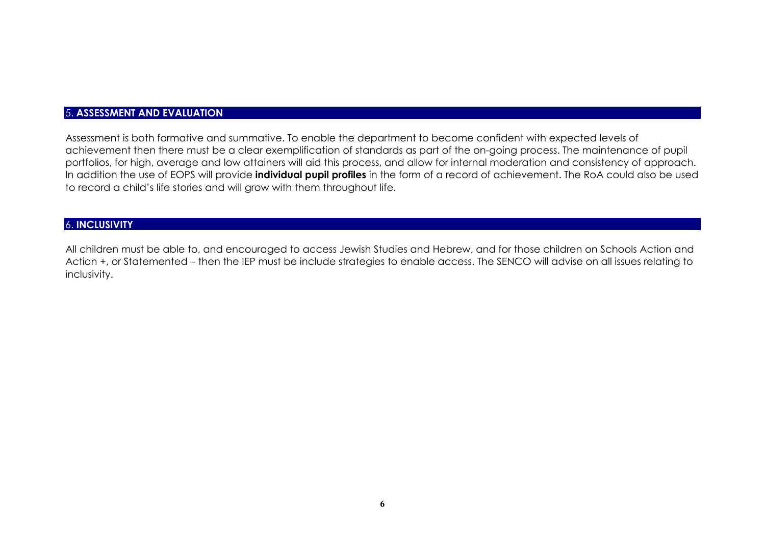## 5. ASSESSMENT AND EVALUATION

Assessment is both formative and summative. To enable the department to become confident with expected levels of achievement then there must be a clear exemplification of standards as part of the on-going process. The maintenance of pupil portfolios, for high, average and low attainers will aid this process, and allow for internal moderation and consistency of approach. In addition the use of EOPS will provide **individual pupil profiles** in the form of a record of achievement. The RoA could also be used to record a child's life stories and will grow with them throughout life.

## 6. INCLUSIVITY

All children must be able to, and encouraged to access Jewish Studies and Hebrew, and for those children on Schools Action and Action +, or Statemented – then the IEP must be include strategies to enable access. The SENCO will advise on all issues relating to inclusivity.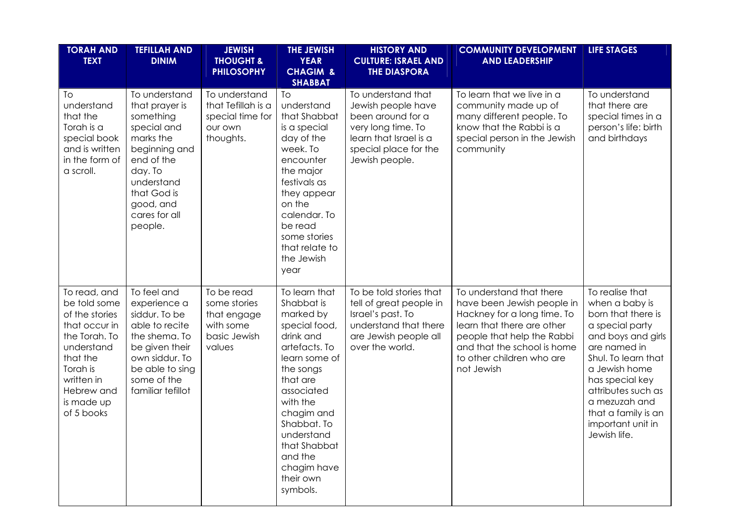| TORAH AND TEXT | TEFILLAH AND DINIM | JEWISH THOUGHT & PHILOSOPHY | THE JEWISH YEAR CHAGIM & SHABBAT | HISTORY AND CULTURE: ISRAEL AND THE DIASPORA | COMMUNITY DEVELOPMENT AND LEADERSHIP | LIFE STAGES |
|---|---|---|---|---|---|---|
| To understand that the Torah is a special book and is written in the form of a scroll. | To understand that prayer is something special and marks the beginning and end of the day. To understand that God is good, and cares for all people. | To understand that Tefillah is a special time for our own thoughts. | To understand that Shabbat is a special day of the week. To encounter the major festivals as they appear on the calendar. To be read some stories that relate to the Jewish year | To understand that Jewish people have been around for a very long time. To learn that Israel is a special place for the Jewish people. | To learn that we live in a community made up of many different people. To know that the Rabbi is a special person in the Jewish community | To understand that there are special times in a person's life: birth and birthdays |
| To read, and be told some of the stories that occur in the Torah. To understand that the Torah is written in Hebrew and is made up of 5 books | To feel and experience a siddur. To be able to recite the shema. To be given their own siddur. To be able to sing some of the familiar tefillot | To be read some stories that engage with some basic Jewish values | To learn that Shabbat is marked by special food, drink and artefacts. To learn some of the songs that are associated with the chagim and Shabbat. To understand that Shabbat and the chagim have their own symbols. | To be told stories that tell of great people in Israel's past. To understand that there are Jewish people all over the world. | To understand that there have been Jewish people in Hackney for a long time. To learn that there are other people that help the Rabbi and that the school is home to other children who are not Jewish | To realise that when a baby is born that there is a special party and boys and girls are named in Shul. To learn that a Jewish home has special key attributes such as a mezuzah and that a family is an important unit in Jewish life. |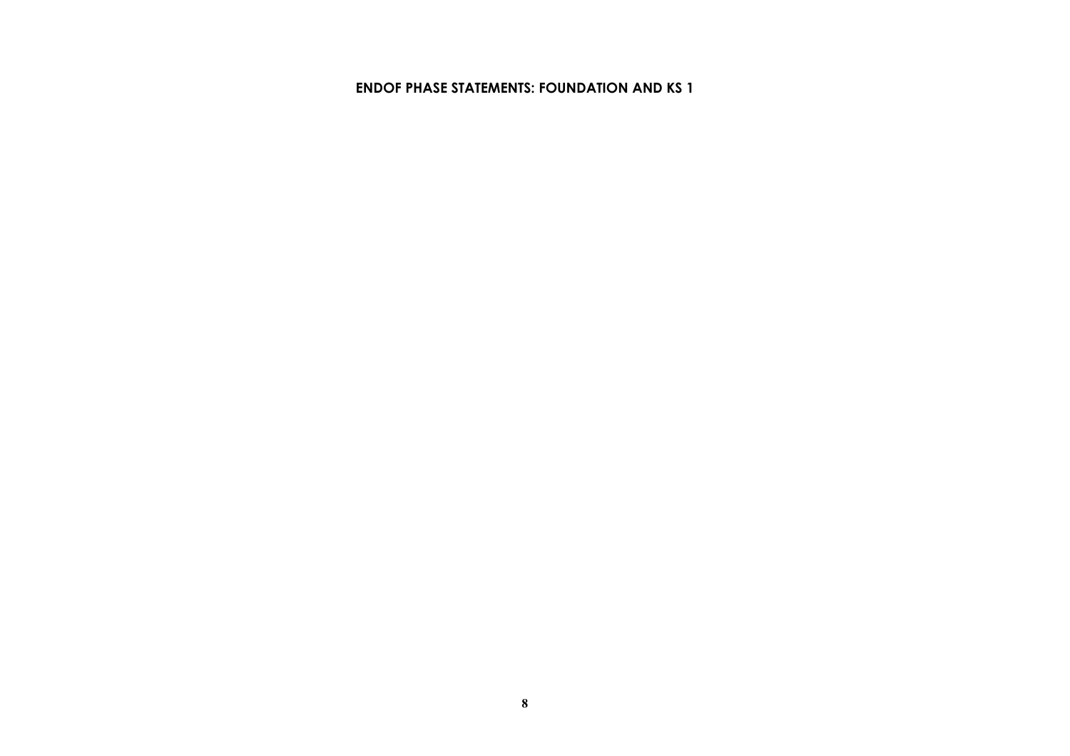## ENDOF PHASE STATEMENTS: FOUNDATION AND KS 1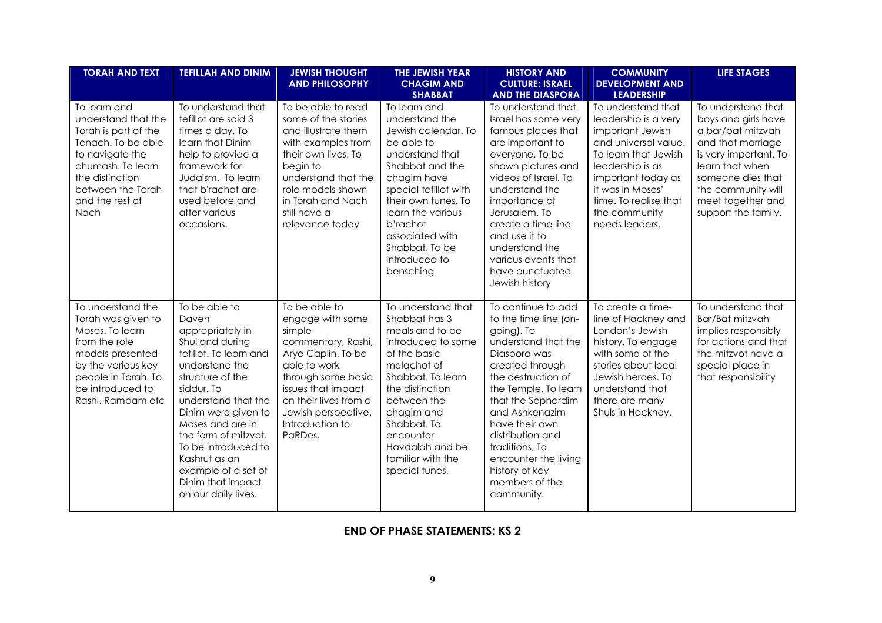| TORAH AND TEXT | TEFILLAH AND DINIM | JEWISH THOUGHT AND PHILOSOPHY | THE JEWISH YEAR CHAGIM AND SHABBAT | HISTORY AND CULTURE: ISRAEL AND THE DIASPORA | COMMUNITY DEVELOPMENT AND LEADERSHIP | LIFE STAGES |
|---|---|---|---|---|---|---|
| To learn and understand that the Torah is part of the Tenach. To be able to navigate the chumash. To learn the distinction between the Torah and the rest of Nach | To understand that tefillot are said 3 times a day. To learn that Dinim help to provide a framework for Judaism. To learn that b'rachot are used before and after various occasions. | To be able to read some of the stories and illustrate them with examples from their own lives. To begin to understand that the role models shown in Torah and Nach still have a relevance today | To learn and understand the Jewish calendar. To be able to understand that Shabbat and the chagim have special tefillot with their own tunes. To learn the various b'rachot associated with Shabbat. To be introduced to bensching | To understand that Israel has some very famous places that are important to everyone. To be shown pictures and videos of Israel. To understand the importance of Jerusalem. To create a time line and use it to understand the various events that have punctuated Jewish history | To understand that leadership is a very important Jewish and universal value. To learn that Jewish leadership is as important today as it was in Moses' time. To realise that the community needs leaders. | To understand that boys and girls have a bar/bat mitzvah and that marriage is very important. To learn that when someone dies that the community will meet together and support the family. |
| To understand the Torah was given to Moses. To learn from the role models presented by the various key people in Torah. To be introduced to Rashi, Rambam etc | To be able to Daven appropriately in Shul and during tefillot. To learn and understand the structure of the siddur. To understand that the Dinim were given to Moses and are in the form of mitzvot. To be introduced to Kashrut as an example of a set of Dinim that impact on our daily lives. | To be able to engage with some simple commentary, Rashi, Arye Caplin. To be able to work through some basic issues that impact on their lives from a Jewish perspective. Introduction to PaRDes. | To understand that Shabbat has 3 meals and to be introduced to some of the basic melachot of Shabbat. To learn the distinction between the chagim and Shabbat. To encounter Havdalah and be familiar with the special tunes. | To continue to add to the time line (on-going). To understand that the Diaspora was created through the destruction of the Temple. To learn that the Sephardim and Ashkenazim have their own distribution and traditions, To encounter the living history of key members of the community. | To create a time-line of Hackney and London's Jewish history. To engage with some of the stories about local Jewish heroes. To understand that there are many Shuls in Hackney. | To understand that Bar/Bat mitzvah implies responsibly for actions and that the mitzvot have a special place in that responsibility |

**END OF PHASE STATEMENTS: KS 2**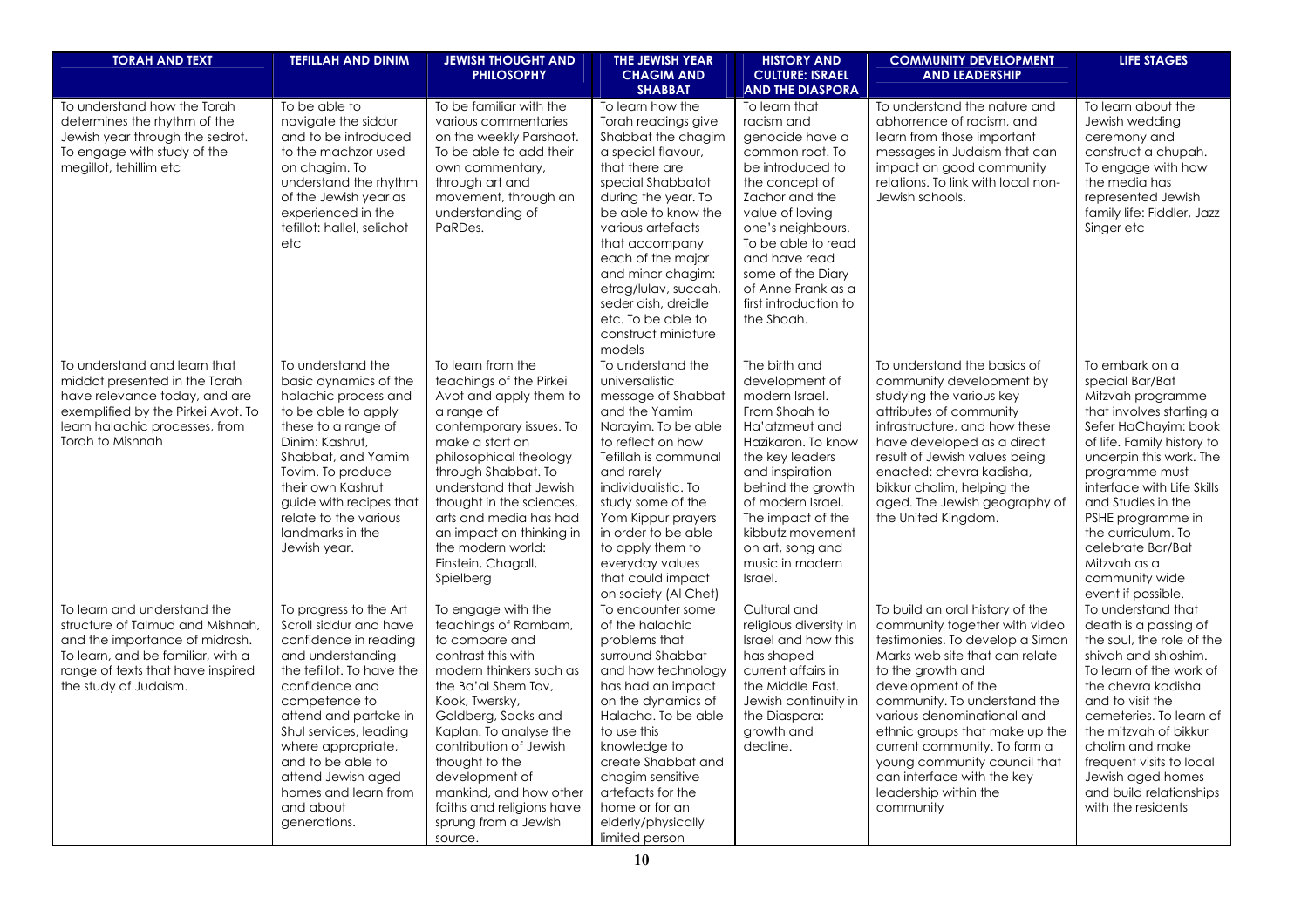| TORAH AND TEXT | TEFILLAH AND DINIM | JEWISH THOUGHT AND PHILOSOPHY | THE JEWISH YEAR CHAGIM AND SHABBAT | HISTORY AND CULTURE: ISRAEL AND THE DIASPORA | COMMUNITY DEVELOPMENT AND LEADERSHIP | LIFE STAGES |
|---|---|---|---|---|---|---|
| To understand how the Torah determines the rhythm of the Jewish year through the sedrot. To engage with study of the megillot, tehillim etc | To be able to navigate the siddur and to be introduced to the machzor used on chagim. To understand the rhythm of the Jewish year as experienced in the tefillot: hallel, selichot etc | To be familiar with the various commentaries on the weekly Parshaot. To be able to add their own commentary, through art and movement, through an understanding of PaRDes. | To learn how the Torah readings give Shabbat the chagim a special flavour, that there are special Shabbatot during the year. To be able to know the various artefacts that accompany each of the major and minor chagim: etrog/lulav, succah, seder dish, dreidle etc. To be able to construct miniature models | To learn that racism and genocide have a common root. To be introduced to the concept of Zachor and the value of loving one's neighbours. To be able to read and have read some of the Diary of Anne Frank as a first introduction to the Shoah. | To understand the nature and abhorrence of racism, and learn from those important messages in Judaism that can impact on good community relations. To link with local non-Jewish schools. | To learn about the Jewish wedding ceremony and construct a chupah. To engage with how the media has represented Jewish family life: Fiddler, Jazz Singer etc |
| To understand and learn that middot presented in the Torah have relevance today, and are exemplified by the Pirkei Avot. To learn halachic processes, from Torah to Mishnah | To understand the basic dynamics of the halachic process and to be able to apply these to a range of Dinim: Kashrut, Shabbat, and Yamim Tovim. To produce their own Kashrut guide with recipes that relate to the various landmarks in the Jewish year. | To learn from the teachings of the Pirkei Avot and apply them to a range of contemporary issues. To make a start on philosophical theology through Shabbat. To understand that Jewish thought in the sciences, arts and media has had an impact on thinking in the modern world: Einstein, Chagall, Spielberg | To understand the universalistic message of Shabbat and the Yamim Narayim. To be able to reflect on how Tefillah is communal and rarely individualistic. To study some of the Yom Kippur prayers in order to be able to apply them to everyday values that could impact on society (Al Chet) | The birth and development of modern Israel. From Shoah to Ha'atzmeut and Hazikaron. To know the key leaders and inspiration behind the growth of modern Israel. The impact of the kibbutz movement on art, song and music in modern Israel. | To understand the basics of community development by studying the various key attributes of community infrastructure, and how these have developed as a direct result of Jewish values being enacted: chevra kadisha, bikkur cholim, helping the aged. The Jewish geography of the United Kingdom. | To embark on a special Bar/Bat Mitzvah programme that involves starting a Sefer HaChayim: book of life. Family history to underpin this work. The programme must interface with Life Skills and Studies in the PSHE programme in the curriculum. To celebrate Bar/Bat Mitzvah as a community wide event if possible. |
| To learn and understand the structure of Talmud and Mishnah, and the importance of midrash. To learn, and be familiar with, a range of texts that have inspired the study of Judaism. | To progress to the Art Scroll siddur and have confidence in reading and understanding the tefillot. To have the confidence and competence to attend and partake in Shul services, leading where appropriate, and to be able to attend Jewish aged homes and learn from and about generations. | To engage with the teachings of Rambam, to compare and contrast this with modern thinkers such as the Ba'al Shem Tov, Kook, Twersky, Goldberg, Sacks and Kaplan. To analyse the contribution of Jewish thought to the development of mankind, and how other faiths and religions have sprung from a Jewish source. | To encounter some of the halachic problems that surround Shabbat and how technology has had an impact on the dynamics of Halacha. To be able to use this knowledge to create Shabbat and chagim sensitive artefacts for the home or for an elderly/physically limited person | Cultural and religious diversity in Israel and how this has shaped current affairs in the Middle East. Jewish continuity in the Diaspora: growth and decline. | To build an oral history of the community together with video testimonies. To develop a Simon Marks web site that can relate to the growth and development of the community. To understand the various denominational and ethnic groups that make up the current community. To form a young community council that can interface with the key leadership within the community | To understand that death is a passing of the soul, the role of the shivah and shloshim. To learn of the work of the chevra kadisha and to visit the cemeteries. To learn of the mitzvah of bikkur cholim and make frequent visits to local Jewish aged homes and build relationships with the residents |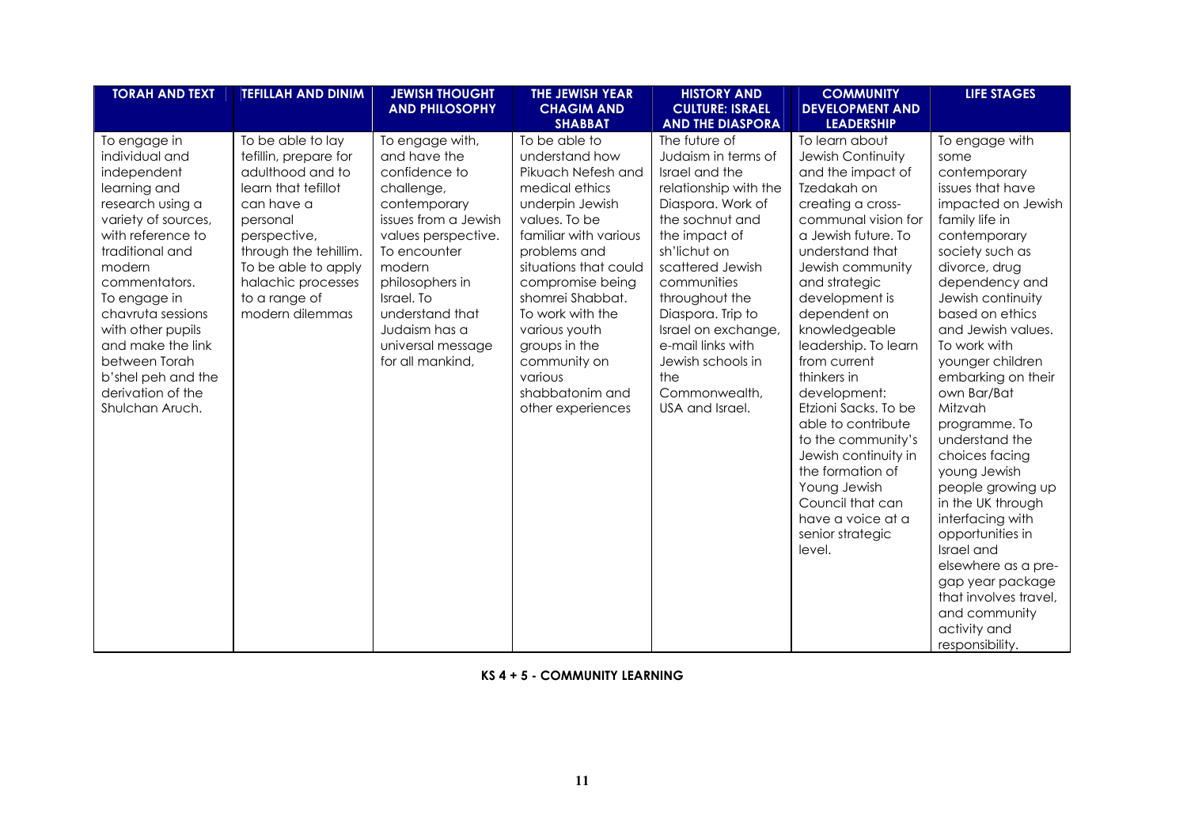| TORAH AND TEXT | TEFILLAH AND DINIM | JEWISH THOUGHT AND PHILOSOPHY | THE JEWISH YEAR CHAGIM AND SHABBAT | HISTORY AND CULTURE: ISRAEL AND THE DIASPORA | COMMUNITY DEVELOPMENT AND LEADERSHIP | LIFE STAGES |
|---|---|---|---|---|---|---|
| To engage in individual and independent learning and research using a variety of sources, with reference to traditional and modern commentators. To engage in chavruta sessions with other pupils and make the link between Torah b'shel peh and the derivation of the Shulchan Aruch. | To be able to lay tefillin, prepare for adulthood and to learn that tefillot can have a personal perspective, through the tehillim. To be able to apply halachic processes to a range of modern dilemmas | To engage with, and have the confidence to challenge, contemporary issues from a Jewish values perspective. To encounter modern philosophers in Israel. To understand that Judaism has a universal message for all mankind, | To be able to understand how Pikuach Nefesh and medical ethics underpin Jewish values. To be familiar with various problems and situations that could compromise being shomrei Shabbat. To work with the various youth groups in the community on various shabbatonim and other experiences | The future of Judaism in terms of Israel and the relationship with the Diaspora. Work of the sochnut and the impact of sh'lichut on scattered Jewish communities throughout the Diaspora. Trip to Israel on exchange, e-mail links with Jewish schools in the Commonwealth, USA and Israel. | To learn about Jewish Continuity and the impact of Tzedakah on creating a cross-communal vision for a Jewish future. To understand that Jewish community and strategic development is dependent on knowledgeable leadership. To learn from current thinkers in development: Etzioni Sacks. To be able to contribute to the community's Jewish continuity in the formation of Young Jewish Council that can have a voice at a senior strategic level. | To engage with some contemporary issues that have impacted on Jewish family life in contemporary society such as divorce, drug dependency and Jewish continuity based on ethics and Jewish values. To work with younger children embarking on their own Bar/Bat Mitzvah programme. To understand the choices facing young Jewish people growing up in the UK through interfacing with opportunities in Israel and elsewhere as a pre-gap year package that involves travel, and community activity and responsibility. |

**KS 4 + 5 - COMMUNITY LEARNING**